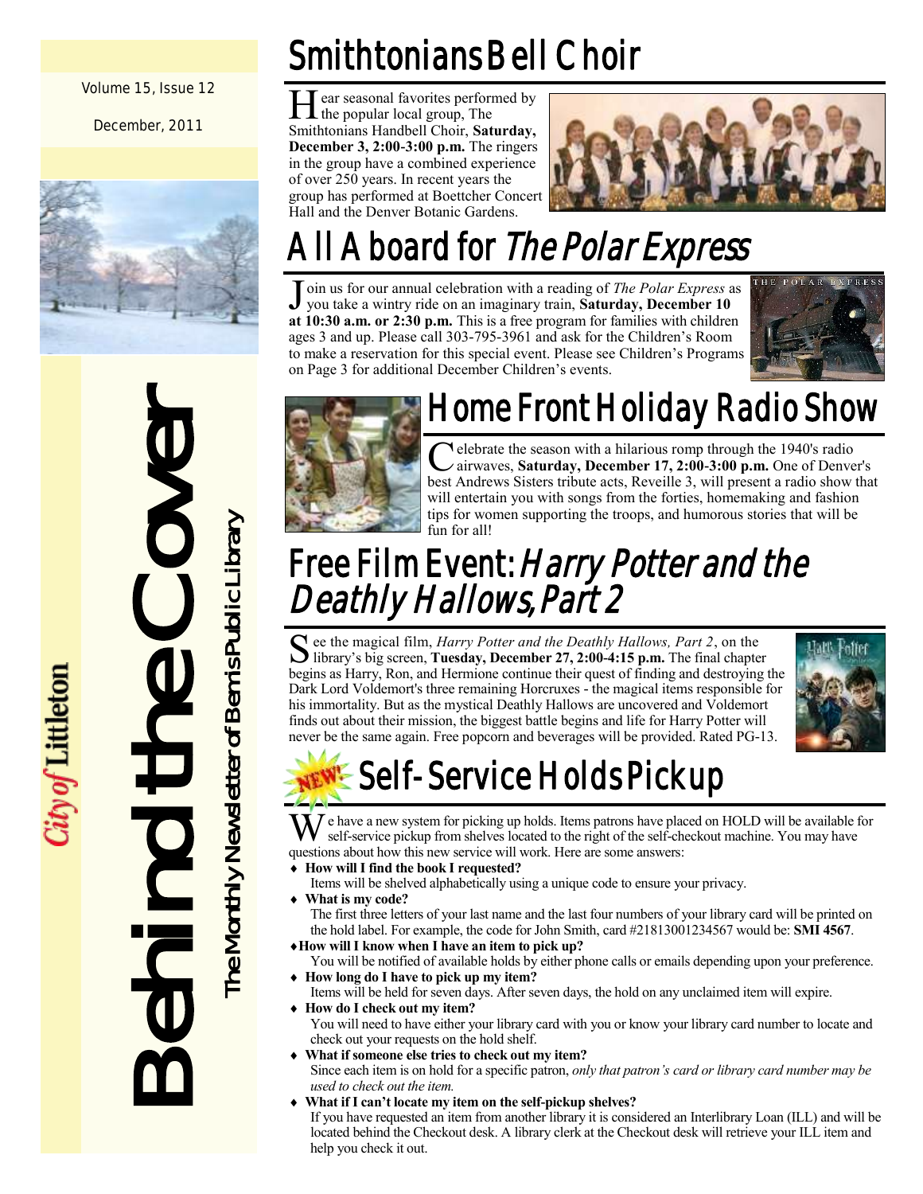Volume 15, Issue 12

December, 2011

City of Littleton

# Behind the Cover

The Monthly Newsletter of Bemis Public Library

## Smithtonians Bell Choir

Hear seasonal favorites performed by the popular local group, The Smithtonians Handbell Choir, **Saturday, December 3, 2:00-3:00 p.m.** The ringers in the group have a combined experience of over 250 years. In recent years the group has performed at Boettcher Concert Hall and the Denver Botanic Gardens.

## All Aboard for *The Polar Express*

Join us for our annual celebration with a reading of *The Polar Express* as you take a wintry ride on an imaginary train, **Saturday, December 10 at 10:30 a.m. or 2:30 p.m.** This is a free program for families with children ages 3 and up. Please call 303-795-3961 and ask for the Children's Room to make a reservation for this special event. Please see Children's Programs on Page 3 for additional December Children's events.

## Home Front Holiday Radio Show

Celebrate the season with a hilarious romp through the 1940's radio airwaves, **Saturday, December 17, 2:00-3:00 p.m.** One of Denver's best Andrews Sisters tribute acts, Reveille 3, will present a radio show that will entertain you with songs from the forties, homemaking and fashion tips for women supporting the troops, and humorous stories that will be fun for all!

## Free Film Event: *Harry Potter and the Deathly Hallows, Part 2*

See the magical film, *Harry Potter and the Deathly Hallows, Part 2*, on the library's big screen, **Tuesday, December 27, 2:00-4:15 p.m.** The final chapter begins as Harry, Ron, and Hermione continue their quest of finding and destroying the Dark Lord Voldemort's three remaining Horcruxes - the magical items responsible for his immortality. But as the mystical Deathly Hallows are uncovered and Voldemort finds out about their mission, the biggest battle begins and life for Harry Potter will never be the same again. Free popcorn and beverages will be provided. Rated PG-13.

## NEW! Self-Service Holds Pickup

We have a new system for picking up holds. Items patrons have placed on HOLD will be available for self-service pickup from shelves located to the right of the self-checkout machine. You may have questions about how this new service will work. Here are some answers:

- **How will I find the book I requested?**
  Items will be shelved alphabetically using a unique code to ensure your privacy.
- **What is my code?**
  The first three letters of your last name and the last four numbers of your library card will be printed on the hold label. For example, the code for John Smith, card #21813001234567 would be: **SMI 4567**.
- **How will I know when I have an item to pick up?**
  You will be notified of available holds by either phone calls or emails depending upon your preference.
- **How long do I have to pick up my item?**
  Items will be held for seven days. After seven days, the hold on any unclaimed item will expire.
- **How do I check out my item?**
  You will need to have either your library card with you or know your library card number to locate and check out your requests on the hold shelf.
- **What if someone else tries to check out my item?**
  Since each item is on hold for a specific patron, *only that patron's card or library card number may be used to check out the item.*
- **What if I can't locate my item on the self-pickup shelves?**
  If you have requested an item from another library it is considered an Interlibrary Loan (ILL) and will be located behind the Checkout desk. A library clerk at the Checkout desk will retrieve your ILL item and help you check it out.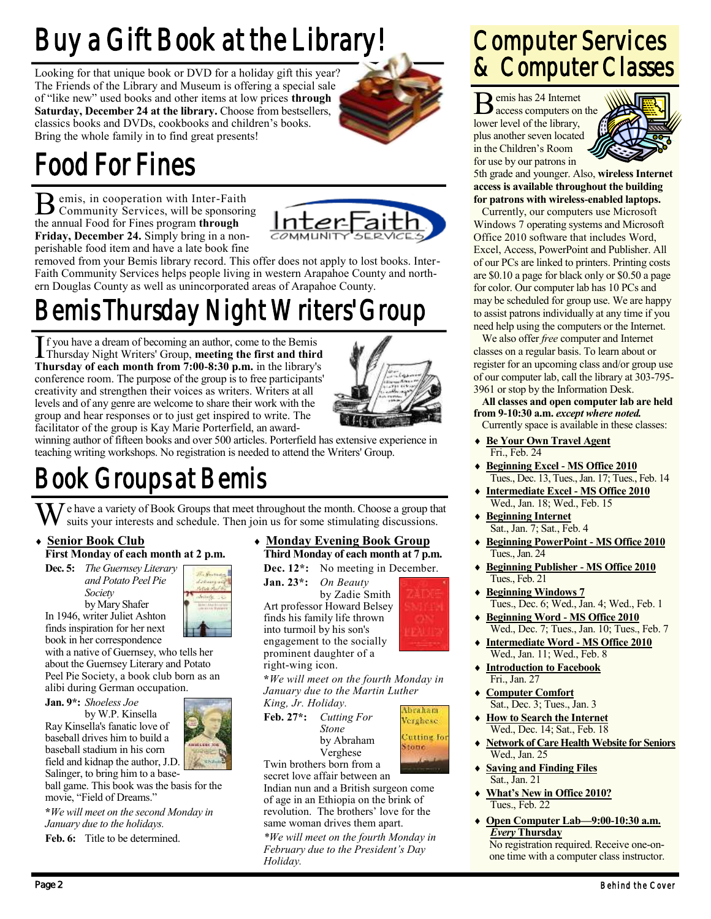# Buy a Gift Book at the Library!

Looking for that unique book or DVD for a holiday gift this year? The Friends of the Library and Museum is offering a special sale of "like new" used books and other items at low prices **through Saturday, December 24 at the library.** Choose from bestsellers, classics books and DVDs, cookbooks and children's books. Bring the whole family in to find great presents!

# Food For Fines

Bemis, in cooperation with Inter-Faith Community Services, will be sponsoring the annual Food for Fines program **through Friday, December 24.** Simply bring in a non-perishable food item and have a late book fine removed from your Bemis library record. This offer does not apply to lost books. Inter-Faith Community Services helps people living in western Arapahoe County and northern Douglas County as well as unincorporated areas of Arapahoe County.

# Bemis Thursday Night Writers' Group

If you have a dream of becoming an author, come to the Bemis Thursday Night Writers' Group, **meeting the first and third Thursday of each month from 7:00-8:30 p.m.** in the library's conference room. The purpose of the group is to free participants' creativity and strengthen their voices as writers. Writers at all levels and of any genre are welcome to share their work with the group and hear responses or to just get inspired to write. The facilitator of the group is Kay Marie Porterfield, an award-winning author of fifteen books and over 500 articles. Porterfield has extensive experience in teaching writing workshops. No registration is needed to attend the Writers' Group.

# Book Groups at Bemis

We have a variety of Book Groups that meet throughout the month. Choose a group that suits your interests and schedule. Then join us for some stimulating discussions.

- **Senior Book Club**
  **First Monday of each month at 2 p.m.**

**Dec. 5:** *The Guernsey Literary and Potato Peel Pie Society* by Mary Shafer
In 1946, writer Juliet Ashton finds inspiration for her next book in her correspondence with a native of Guernsey, who tells her about the Guernsey Literary and Potato Peel Pie Society, a book club born as an alibi during German occupation.

**Jan. 9*:** *Shoeless Joe* by W.P. Kinsella
Ray Kinsella's fanatic love of baseball drives him to build a baseball stadium in his corn field and kidnap the author, J.D. Salinger, to bring him to a baseball game. This book was the basis for the movie, "Field of Dreams."

**\****We will meet on the second Monday in January due to the holidays.*

**Feb. 6:** Title to be determined.

- **Monday Evening Book Group**
  **Third Monday of each month at 7 p.m.**

**Dec. 12*:** No meeting in December.

**Jan. 23*:** *On Beauty* by Zadie Smith
Art professor Howard Belsey finds his family life thrown into turmoil by his son's engagement to the socially prominent daughter of a right-wing icon.

**\****We will meet on the fourth Monday in January due to the Martin Luther King, Jr. Holiday.*

**Feb. 27*:** *Cutting For Stone* by Abraham Verghese
Twin brothers born from a secret love affair between an Indian nun and a British surgeon come of age in an Ethiopia on the brink of revolution. The brothers' love for the same woman drives them apart.

*\*We will meet on the fourth Monday in February due to the President's Day Holiday.*

# Computer Services & Computer Classes

Bemis has 24 Internet access computers on the lower level of the library, plus another seven located in the Children's Room for use by our patrons in 5th grade and younger. Also, **wireless Internet access is available throughout the building for patrons with wireless-enabled laptops.**

Currently, our computers use Microsoft Windows 7 operating systems and Microsoft Office 2010 software that includes Word, Excel, Access, PowerPoint and Publisher. All of our PCs are linked to printers. Printing costs are $0.10 a page for black only or $0.50 a page for color. Our computer lab has 10 PCs and may be scheduled for group use. We are happy to assist patrons individually at any time if you need help using the computers or the Internet.

We also offer *free* computer and Internet classes on a regular basis. To learn about or register for an upcoming class and/or group use of our computer lab, call the library at 303-795-3961 or stop by the Information Desk.

**All classes and open computer lab are held from 9-10:30 a.m.** ***except where noted.***
Currently space is available in these classes:

- **Be Your Own Travel Agent**
  Fri., Feb. 24
- **Beginning Excel - MS Office 2010**
  Tues., Dec. 13, Tues., Jan. 17; Tues., Feb. 14
- **Intermediate Excel - MS Office 2010**
  Wed., Jan. 18; Wed., Feb. 15
- **Beginning Internet**
  Sat., Jan. 7; Sat., Feb. 4
- **Beginning PowerPoint - MS Office 2010**
  Tues., Jan. 24
- **Beginning Publisher - MS Office 2010**
  Tues., Feb. 21
- **Beginning Windows 7**
  Tues., Dec. 6; Wed., Jan. 4; Wed., Feb. 1
- **Beginning Word - MS Office 2010**
  Wed., Dec. 7; Tues., Jan. 10; Tues., Feb. 7
- **Intermediate Word - MS Office 2010**
  Wed., Jan. 11; Wed., Feb. 8
- **Introduction to Facebook**
  Fri., Jan. 27
- **Computer Comfort**
  Sat., Dec. 3; Tues., Jan. 3
- **How to Search the Internet**
  Wed., Dec. 14; Sat., Feb. 18
- **Network of Care Health Website for Seniors**
  Wed., Jan. 25
- **Saving and Finding Files**
  Sat., Jan. 21
- **What's New in Office 2010?**
  Tues., Feb. 22
- **Open Computer Lab—9:00-10:30 a.m.**
  ***Every*** **Thursday**
  No registration required. Receive one-on-one time with a computer class instructor.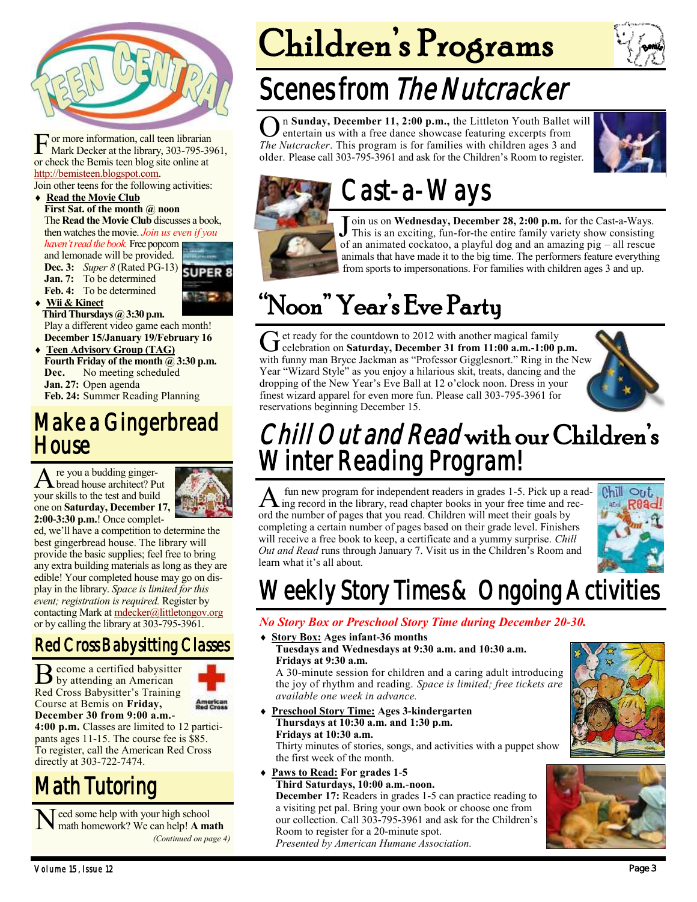# Teen Central

For more information, call teen librarian Mark Decker at the library, 303-795-3961, or check the Bemis teen blog site online at http://bemisteen.blogspot.com.

Join other teens for the following activities:

- **Read the Movie Club**
  **First Sat. of the month @ noon**
  The **Read the Movie Club** discusses a book, then watches the movie. *Join us even if you haven't read the book.* Free popcorn and lemonade will be provided.
  **Dec. 3:** *Super 8* (Rated PG-13)
  **Jan. 7:** To be determined
  **Feb. 4:** To be determined
- **Wii & Kinect**
  **Third Thursdays @ 3:30 p.m.**
  Play a different video game each month!
  **December 15/January 19/February 16**
- **Teen Advisory Group (TAG)**
  **Fourth Friday of the month @ 3:30 p.m.**
  **Dec.** No meeting scheduled
  **Jan. 27:** Open agenda
  **Feb. 24:** Summer Reading Planning

## Make a Gingerbread House

Are you a budding gingerbread house architect? Put your skills to the test and build one on **Saturday, December 17, 2:00-3:30 p.m.**! Once completed, we'll have a competition to determine the best gingerbread house. The library will provide the basic supplies; feel free to bring any extra building materials as long as they are edible! Your completed house may go on display in the library. *Space is limited for this event; registration is required.* Register by contacting Mark at mdecker@littletongov.org or by calling the library at 303-795-3961.

## Red Cross Babysitting Classes

Become a certified babysitter by attending an American Red Cross Babysitter's Training Course at Bemis on **Friday, December 30 from 9:00 a.m.-4:00 p.m.** Classes are limited to 12 participants ages 11-15. The course fee is $85. To register, call the American Red Cross directly at 303-722-7474.

## Math Tutoring

Need some help with your high school math homework? We can help! **A math**

*(Continued on page 4)*

# Children's Programs

## Scenes from *The Nutcracker*

On **Sunday, December 11, 2:00 p.m.,** the Littleton Youth Ballet will entertain us with a free dance showcase featuring excerpts from *The Nutcracker*. This program is for families with children ages 3 and older. Please call 303-795-3961 and ask for the Children's Room to register.

## Cast-a-Ways

Join us on **Wednesday, December 28, 2:00 p.m.** for the Cast-a-Ways. This is an exciting, fun-for-the entire family variety show consisting of an animated cockatoo, a playful dog and an amazing pig – all rescue animals that have made it to the big time. The performers feature everything from sports to impersonations. For families with children ages 3 and up.

## "Noon" Year's Eve Party

Get ready for the countdown to 2012 with another magical family celebration on **Saturday, December 31 from 11:00 a.m.-1:00 p.m.** with funny man Bryce Jackman as "Professor Gigglesnort." Ring in the New Year "Wizard Style" as you enjoy a hilarious skit, treats, dancing and the dropping of the New Year's Eve Ball at 12 o'clock noon. Dress in your finest wizard apparel for even more fun. Please call 303-795-3961 for reservations beginning December 15.

## *Chill Out and Read* with our Children's Winter Reading Program!

A fun new program for independent readers in grades 1-5. Pick up a reading record in the library, read chapter books in your free time and record the number of pages that you read. Children will meet their goals by completing a certain number of pages based on their grade level. Finishers will receive a free book to keep, a certificate and a yummy surprise. *Chill Out and Read* runs through January 7. Visit us in the Children's Room and learn what it's all about.

## Weekly Story Times & Ongoing Activities

***No Story Box or Preschool Story Time during December 20-30.***

- **Story Box: Ages infant-36 months**
  **Tuesdays and Wednesdays at 9:30 a.m. and 10:30 a.m.**
  **Fridays at 9:30 a.m.**
  A 30-minute session for children and a caring adult introducing the joy of rhythm and reading. *Space is limited; free tickets are available one week in advance.*
- **Preschool Story Time: Ages 3-kindergarten**
  **Thursdays at 10:30 a.m. and 1:30 p.m.**
  **Fridays at 10:30 a.m.**
  Thirty minutes of stories, songs, and activities with a puppet show the first week of the month.
- **Paws to Read: For grades 1-5**
  **Third Saturdays, 10:00 a.m.-noon.**
  **December 17:** Readers in grades 1-5 can practice reading to a visiting pet pal. Bring your own book or choose one from our collection. Call 303-795-3961 and ask for the Children's Room to register for a 20-minute spot.
  *Presented by American Humane Association.*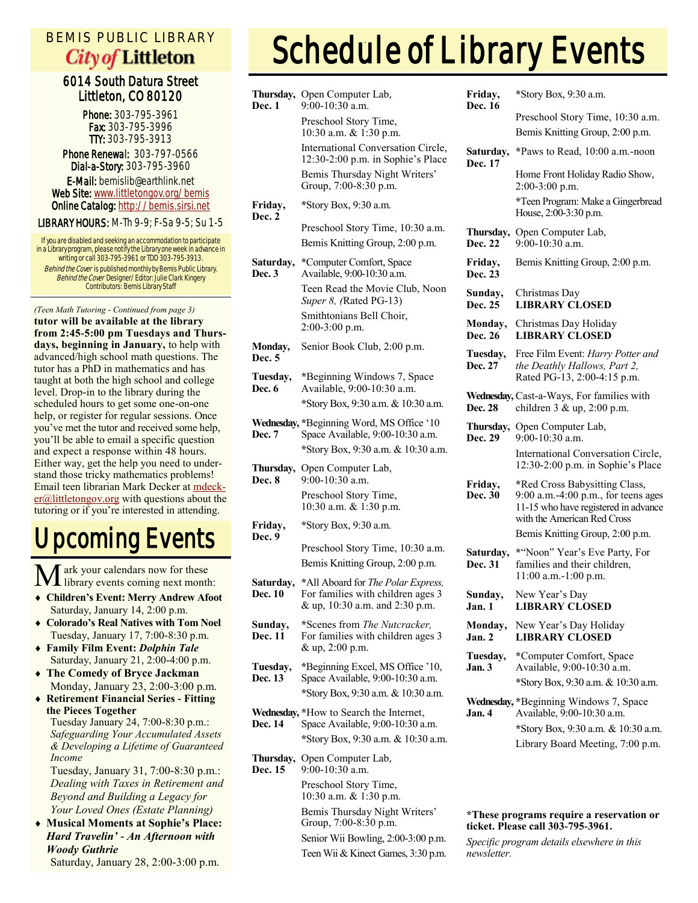BEMIS PUBLIC LIBRARY

City of Littleton

6014 South Datura Street
Littleton, CO 80120

**Phone:** 303-795-3961
**Fax:** 303-795-3996
**TTY:** 303-795-3913

**Phone Renewal:** 303-797-0566
**Dial-a-Story:** 303-795-3960

**E-Mail:** bemislib@earthlink.net
**Web Site:** www.littletongov.org/bemis
**Online Catalog:** http://bemis.sirsi.net

**LIBRARY HOURS:** M-Th 9-9; F-Sa 9-5; Su 1-5

If you are disabled and seeking an accommodation to participate in a Library program, please notify the Library one week in advance in writing or call 303-795-3961 or TDD 303-795-3913.

*Behind the Cover* is published monthly by Bemis Public Library.
*Behind the Cover* Designer/ Editor: Julie Clark Kingery
Contributors: Bemis Library Staff

*(Teen Math Tutoring - Continued from page 3)*
**tutor will be available at the library from 2:45-5:00 pm Tuesdays and Thursdays, beginning in January,** to help with advanced/high school math questions. The tutor has a PhD in mathematics and has taught at both the high school and college level. Drop-in to the library during the scheduled hours to get some one-on-one help, or register for regular sessions. Once you've met the tutor and received some help, you'll be able to email a specific question and expect a response within 48 hours. Either way, get the help you need to understand those tricky mathematics problems! Email teen librarian Mark Decker at mdecker@littletongov.org with questions about the tutoring or if you're interested in attending.

# Upcoming Events

Mark your calendars now for these library events coming next month:

- **Children's Event: Merry Andrew Afoot** Saturday, January 14, 2:00 p.m.
- **Colorado's Real Natives with Tom Noel** Tuesday, January 17, 7:00-8:30 p.m.
- **Family Film Event: *Dolphin Tale*** Saturday, January 21, 2:00-4:00 p.m.
- **The Comedy of Bryce Jackman** Monday, January 23, 2:00-3:00 p.m.
- **Retirement Financial Series - Fitting the Pieces Together**
  Tuesday January 24, 7:00-8:30 p.m.: *Safeguarding Your Accumulated Assets & Developing a Lifetime of Guaranteed Income*
  Tuesday, January 31, 7:00-8:30 p.m.: *Dealing with Taxes in Retirement and Beyond and Building a Legacy for Your Loved Ones (Estate Planning)*
- **Musical Moments at Sophie's Place: *Hard Travelin' - An Afternoon with Woody Guthrie*** Saturday, January 28, 2:00-3:00 p.m.

# Schedule of Library Events

**Thursday, Dec. 1**
- Open Computer Lab, 9:00-10:30 a.m.
- Preschool Story Time, 10:30 a.m. & 1:30 p.m.
- International Conversation Circle, 12:30-2:00 p.m. in Sophie's Place
- Bemis Thursday Night Writers' Group, 7:00-8:30 p.m.

**Friday, Dec. 2**
- *Story Box, 9:30 a.m.
- Preschool Story Time, 10:30 a.m.
- Bemis Knitting Group, 2:00 p.m.

**Saturday, Dec. 3**
- *Computer Comfort, Space Available, 9:00-10:30 a.m.
- Teen Read the Movie Club, Noon *Super 8, (*Rated PG-13)
- Smithtonians Bell Choir, 2:00-3:00 p.m.

**Monday, Dec. 5**
- Senior Book Club, 2:00 p.m.

**Tuesday, Dec. 6**
- *Beginning Windows 7, Space Available, 9:00-10:30 a.m.
- *Story Box, 9:30 a.m. & 10:30 a.m.

**Wednesday, Dec. 7**
- *Beginning Word, MS Office '10 Space Available, 9:00-10:30 a.m.
- *Story Box, 9:30 a.m. & 10:30 a.m.

**Thursday, Dec. 8**
- Open Computer Lab, 9:00-10:30 a.m.
- Preschool Story Time, 10:30 a.m. & 1:30 p.m.

**Friday, Dec. 9**
- *Story Box, 9:30 a.m.
- Preschool Story Time, 10:30 a.m.
- Bemis Knitting Group, 2:00 p.m.

**Saturday, Dec. 10**
- *All Aboard for *The Polar Express,* For families with children ages 3 & up, 10:30 a.m. and 2:30 p.m.

**Sunday, Dec. 11**
- *Scenes from *The Nutcracker,* For families with children ages 3 & up, 2:00 p.m.

**Tuesday, Dec. 13**
- *Beginning Excel, MS Office '10, Space Available, 9:00-10:30 a.m.
- *Story Box, 9:30 a.m. & 10:30 a.m.

**Wednesday, Dec. 14**
- *How to Search the Internet, Space Available, 9:00-10:30 a.m.
- *Story Box, 9:30 a.m. & 10:30 a.m.

**Thursday, Dec. 15**
- Open Computer Lab, 9:00-10:30 a.m.
- Preschool Story Time, 10:30 a.m. & 1:30 p.m.
- Bemis Thursday Night Writers' Group, 7:00-8:30 p.m.
- Senior Wii Bowling, 2:00-3:00 p.m.
- Teen Wii & Kinect Games, 3:30 p.m.

**Friday, Dec. 16**
- *Story Box, 9:30 a.m.
- Preschool Story Time, 10:30 a.m.
- Bemis Knitting Group, 2:00 p.m.

**Saturday, Dec. 17**
- *Paws to Read, 10:00 a.m.-noon
- Home Front Holiday Radio Show, 2:00-3:00 p.m.
- *Teen Program: Make a Gingerbread House, 2:00-3:30 p.m.

**Thursday, Dec. 22**
- Open Computer Lab, 9:00-10:30 a.m.

**Friday, Dec. 23**
- Bemis Knitting Group, 2:00 p.m.

**Sunday, Dec. 25**
- Christmas Day **LIBRARY CLOSED**

**Monday, Dec. 26**
- Christmas Day Holiday **LIBRARY CLOSED**

**Tuesday, Dec. 27**
- Free Film Event: *Harry Potter and the Deathly Hallows, Part 2,* Rated PG-13, 2:00-4:15 p.m.

**Wednesday, Dec. 28**
- Cast-a-Ways, For families with children 3 & up, 2:00 p.m.

**Thursday, Dec. 29**
- Open Computer Lab, 9:00-10:30 a.m.
- International Conversation Circle, 12:30-2:00 p.m. in Sophie's Place

**Friday, Dec. 30**
- *Red Cross Babysitting Class, 9:00 a.m.-4:00 p.m., for teens ages 11-15 who have registered in advance with the American Red Cross
- Bemis Knitting Group, 2:00 p.m.

**Saturday, Dec. 31**
- *"Noon" Year's Eve Party, For families and their children, 11:00 a.m.-1:00 p.m.

**Sunday, Jan. 1**
- New Year's Day **LIBRARY CLOSED**

**Monday, Jan. 2**
- New Year's Day Holiday **LIBRARY CLOSED**

**Tuesday, Jan. 3**
- *Computer Comfort, Space Available, 9:00-10:30 a.m.
- *Story Box, 9:30 a.m. & 10:30 a.m.

**Wednesday, Jan. 4**
- *Beginning Windows 7, Space Available, 9:00-10:30 a.m.
- *Story Box, 9:30 a.m. & 10:30 a.m.
- Library Board Meeting, 7:00 p.m.

**\*These programs require a reservation or ticket. Please call 303-795-3961.**

*Specific program details elsewhere in this newsletter.*